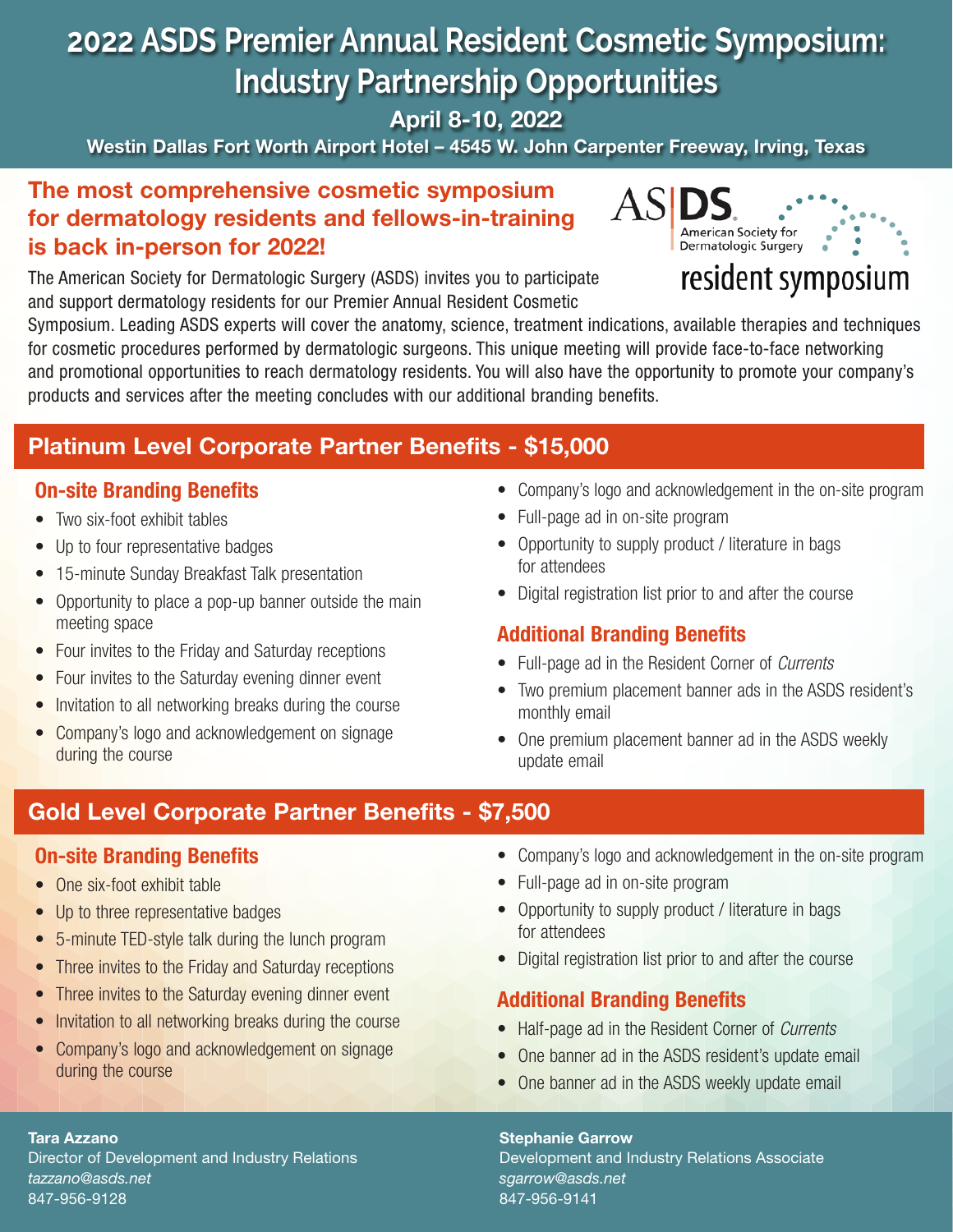# 2022 ASDS Premier Annual Resident Cosmetic Symposium: Industry Partnership Opportunities

**April 8-10, 2022**

**Westin Dallas Fort Worth Airport Hotel – 4545 W. John Carpenter Freeway, Irving, Texas**

ASDS American Society for Dermatologic Surgery
resident symposium

## The most comprehensive cosmetic symposium for dermatology residents and fellows-in-training is back in-person for 2022!

The American Society for Dermatologic Surgery (ASDS) invites you to participate and support dermatology residents for our Premier Annual Resident Cosmetic Symposium. Leading ASDS experts will cover the anatomy, science, treatment indications, available therapies and techniques for cosmetic procedures performed by dermatologic surgeons. This unique meeting will provide face-to-face networking and promotional opportunities to reach dermatology residents. You will also have the opportunity to promote your company's products and services after the meeting concludes with our additional branding benefits.

## Platinum Level Corporate Partner Benefits - $15,000

### On-site Branding Benefits

- Two six-foot exhibit tables
- Up to four representative badges
- 15-minute Sunday Breakfast Talk presentation
- Opportunity to place a pop-up banner outside the main meeting space
- Four invites to the Friday and Saturday receptions
- Four invites to the Saturday evening dinner event
- Invitation to all networking breaks during the course
- Company's logo and acknowledgement on signage during the course
- Company's logo and acknowledgement in the on-site program
- Full-page ad in on-site program
- Opportunity to supply product / literature in bags for attendees
- Digital registration list prior to and after the course

### Additional Branding Benefits

- Full-page ad in the Resident Corner of *Currents*
- Two premium placement banner ads in the ASDS resident's monthly email
- One premium placement banner ad in the ASDS weekly update email

## Gold Level Corporate Partner Benefits - $7,500

### On-site Branding Benefits

- One six-foot exhibit table
- Up to three representative badges
- 5-minute TED-style talk during the lunch program
- Three invites to the Friday and Saturday receptions
- Three invites to the Saturday evening dinner event
- Invitation to all networking breaks during the course
- Company's logo and acknowledgement on signage during the course
- Company's logo and acknowledgement in the on-site program
- Full-page ad in on-site program
- Opportunity to supply product / literature in bags for attendees
- Digital registration list prior to and after the course

### Additional Branding Benefits

- Half-page ad in the Resident Corner of *Currents*
- One banner ad in the ASDS resident's update email
- One banner ad in the ASDS weekly update email

**Tara Azzano**
Director of Development and Industry Relations
*tazzano@asds.net*
847-956-9128

**Stephanie Garrow**
Development and Industry Relations Associate
*sgarrow@asds.net*
847-956-9141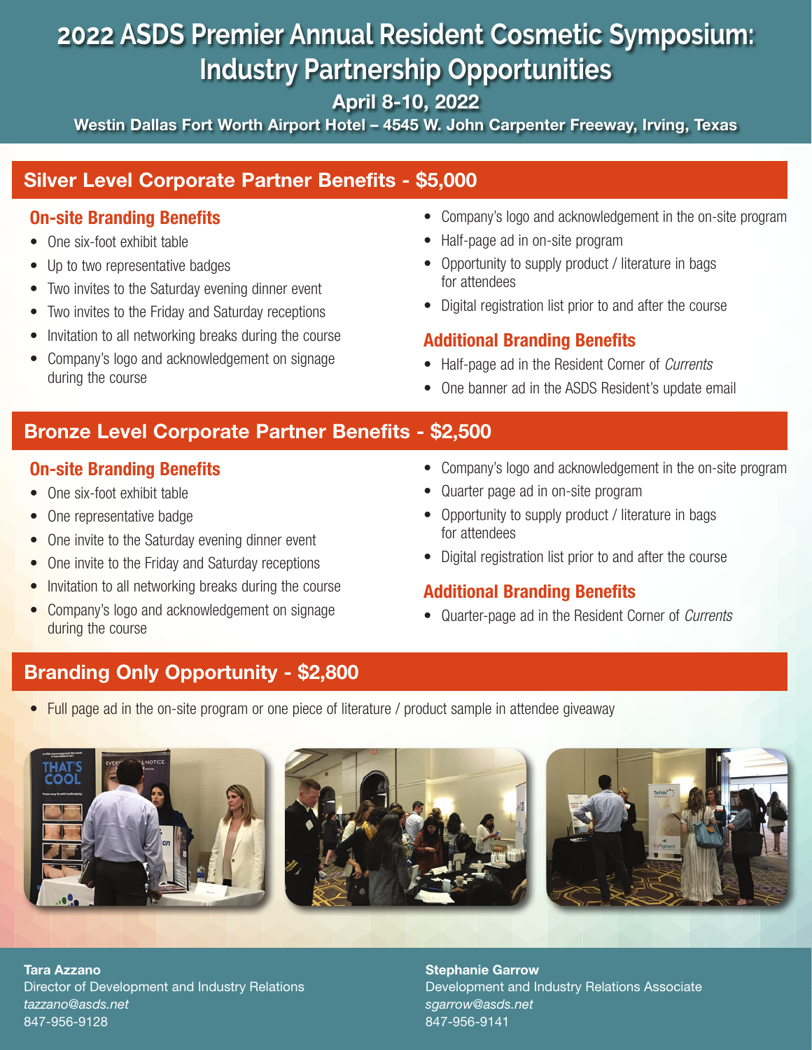# 2022 ASDS Premier Annual Resident Cosmetic Symposium: Industry Partnership Opportunities

**April 8-10, 2022**

**Westin Dallas Fort Worth Airport Hotel – 4545 W. John Carpenter Freeway, Irving, Texas**

## Silver Level Corporate Partner Benefits - $5,000

### On-site Branding Benefits

- One six-foot exhibit table
- Up to two representative badges
- Two invites to the Saturday evening dinner event
- Two invites to the Friday and Saturday receptions
- Invitation to all networking breaks during the course
- Company's logo and acknowledgement on signage during the course
- Company's logo and acknowledgement in the on-site program
- Half-page ad in on-site program
- Opportunity to supply product / literature in bags for attendees
- Digital registration list prior to and after the course

### Additional Branding Benefits

- Half-page ad in the Resident Corner of *Currents*
- One banner ad in the ASDS Resident's update email

## Bronze Level Corporate Partner Benefits - $2,500

### On-site Branding Benefits

- One six-foot exhibit table
- One representative badge
- One invite to the Saturday evening dinner event
- One invite to the Friday and Saturday receptions
- Invitation to all networking breaks during the course
- Company's logo and acknowledgement on signage during the course
- Company's logo and acknowledgement in the on-site program
- Quarter page ad in on-site program
- Opportunity to supply product / literature in bags for attendees
- Digital registration list prior to and after the course

### Additional Branding Benefits

- Quarter-page ad in the Resident Corner of *Currents*

## Branding Only Opportunity - $2,800

- Full page ad in the on-site program or one piece of literature / product sample in attendee giveaway

**Tara Azzano**
Director of Development and Industry Relations
*tazzano@asds.net*
847-956-9128

**Stephanie Garrow**
Development and Industry Relations Associate
*sgarrow@asds.net*
847-956-9141